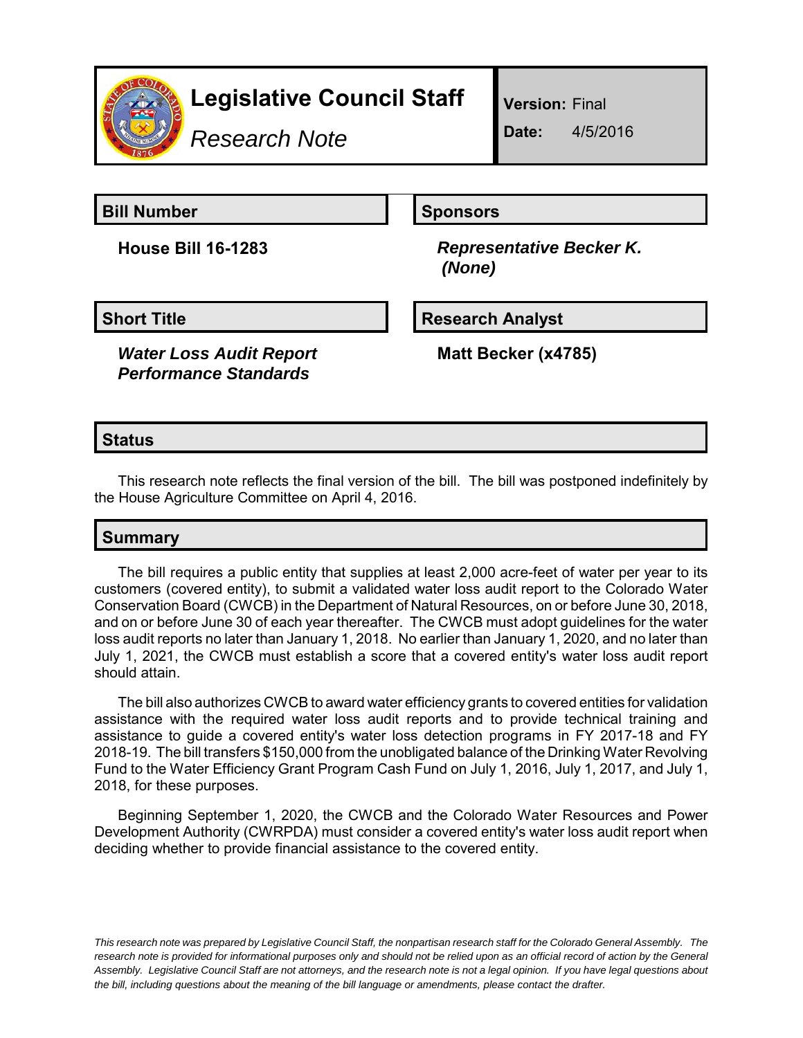# Legislative Council Staff

*Research Note*

**Version:** Final

**Date:** 4/5/2016

## Bill Number

**House Bill 16-1283**

## Sponsors

***Representative Becker K.***
***(None)***

## Short Title

***Water Loss Audit Report Performance Standards***

## Research Analyst

**Matt Becker (x4785)**

## Status

This research note reflects the final version of the bill. The bill was postponed indefinitely by the House Agriculture Committee on April 4, 2016.

## Summary

The bill requires a public entity that supplies at least 2,000 acre-feet of water per year to its customers (covered entity), to submit a validated water loss audit report to the Colorado Water Conservation Board (CWCB) in the Department of Natural Resources, on or before June 30, 2018, and on or before June 30 of each year thereafter. The CWCB must adopt guidelines for the water loss audit reports no later than January 1, 2018. No earlier than January 1, 2020, and no later than July 1, 2021, the CWCB must establish a score that a covered entity's water loss audit report should attain.

The bill also authorizes CWCB to award water efficiency grants to covered entities for validation assistance with the required water loss audit reports and to provide technical training and assistance to guide a covered entity's water loss detection programs in FY 2017-18 and FY 2018-19. The bill transfers $150,000 from the unobligated balance of the Drinking Water Revolving Fund to the Water Efficiency Grant Program Cash Fund on July 1, 2016, July 1, 2017, and July 1, 2018, for these purposes.

Beginning September 1, 2020, the CWCB and the Colorado Water Resources and Power Development Authority (CWRPDA) must consider a covered entity's water loss audit report when deciding whether to provide financial assistance to the covered entity.

*This research note was prepared by Legislative Council Staff, the nonpartisan research staff for the Colorado General Assembly. The research note is provided for informational purposes only and should not be relied upon as an official record of action by the General Assembly. Legislative Council Staff are not attorneys, and the research note is not a legal opinion. If you have legal questions about the bill, including questions about the meaning of the bill language or amendments, please contact the drafter.*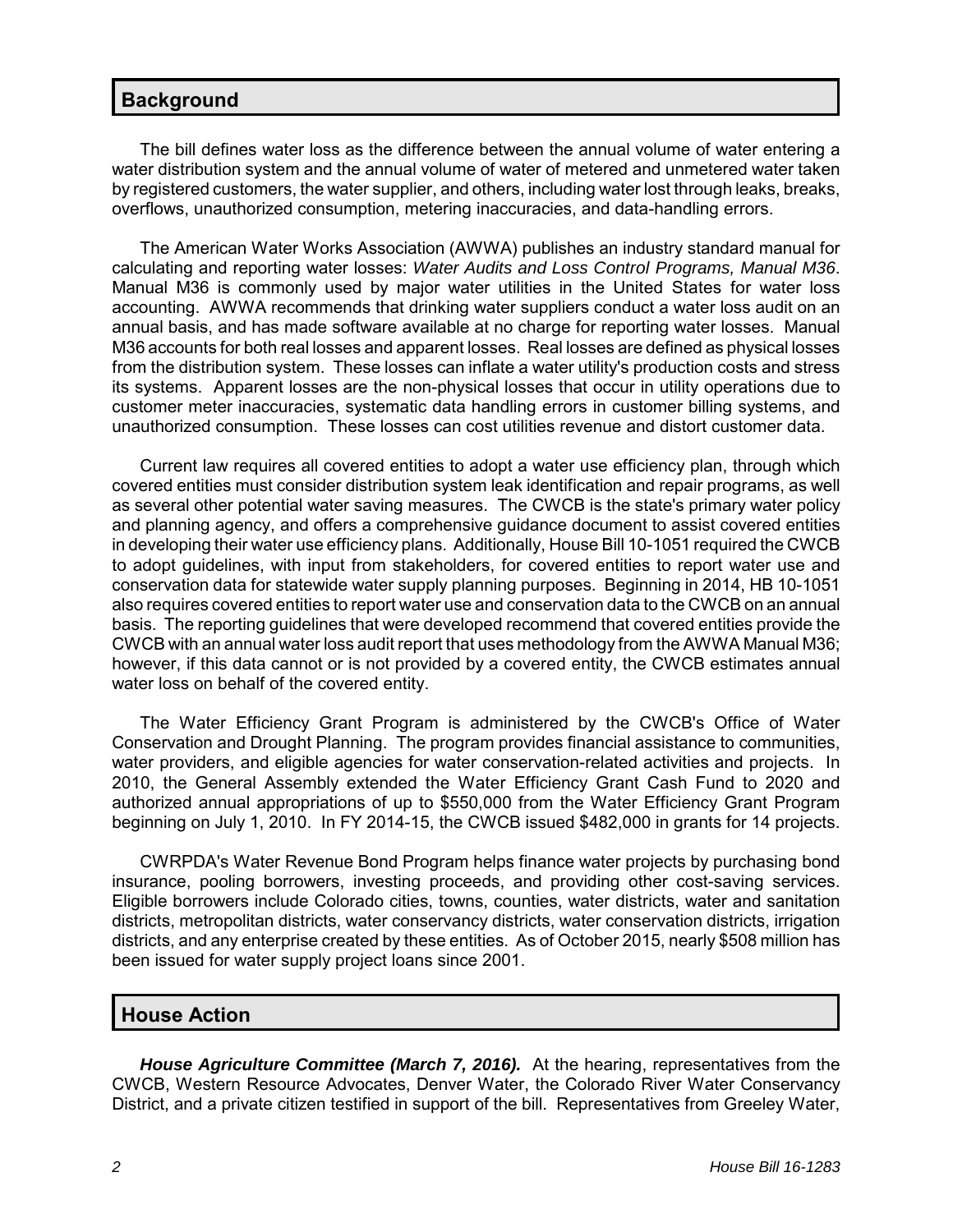## Background

The bill defines water loss as the difference between the annual volume of water entering a water distribution system and the annual volume of water of metered and unmetered water taken by registered customers, the water supplier, and others, including water lost through leaks, breaks, overflows, unauthorized consumption, metering inaccuracies, and data-handling errors.

The American Water Works Association (AWWA) publishes an industry standard manual for calculating and reporting water losses: *Water Audits and Loss Control Programs, Manual M36*. Manual M36 is commonly used by major water utilities in the United States for water loss accounting. AWWA recommends that drinking water suppliers conduct a water loss audit on an annual basis, and has made software available at no charge for reporting water losses. Manual M36 accounts for both real losses and apparent losses. Real losses are defined as physical losses from the distribution system. These losses can inflate a water utility's production costs and stress its systems. Apparent losses are the non-physical losses that occur in utility operations due to customer meter inaccuracies, systematic data handling errors in customer billing systems, and unauthorized consumption. These losses can cost utilities revenue and distort customer data.

Current law requires all covered entities to adopt a water use efficiency plan, through which covered entities must consider distribution system leak identification and repair programs, as well as several other potential water saving measures. The CWCB is the state's primary water policy and planning agency, and offers a comprehensive guidance document to assist covered entities in developing their water use efficiency plans. Additionally, House Bill 10-1051 required the CWCB to adopt guidelines, with input from stakeholders, for covered entities to report water use and conservation data for statewide water supply planning purposes. Beginning in 2014, HB 10-1051 also requires covered entities to report water use and conservation data to the CWCB on an annual basis. The reporting guidelines that were developed recommend that covered entities provide the CWCB with an annual water loss audit report that uses methodology from the AWWA Manual M36; however, if this data cannot or is not provided by a covered entity, the CWCB estimates annual water loss on behalf of the covered entity.

The Water Efficiency Grant Program is administered by the CWCB's Office of Water Conservation and Drought Planning. The program provides financial assistance to communities, water providers, and eligible agencies for water conservation-related activities and projects. In 2010, the General Assembly extended the Water Efficiency Grant Cash Fund to 2020 and authorized annual appropriations of up to $550,000 from the Water Efficiency Grant Program beginning on July 1, 2010. In FY 2014-15, the CWCB issued $482,000 in grants for 14 projects.

CWRPDA's Water Revenue Bond Program helps finance water projects by purchasing bond insurance, pooling borrowers, investing proceeds, and providing other cost-saving services. Eligible borrowers include Colorado cities, towns, counties, water districts, water and sanitation districts, metropolitan districts, water conservancy districts, water conservation districts, irrigation districts, and any enterprise created by these entities. As of October 2015, nearly $508 million has been issued for water supply project loans since 2001.

## House Action

***House Agriculture Committee (March 7, 2016).*** At the hearing, representatives from the CWCB, Western Resource Advocates, Denver Water, the Colorado River Water Conservancy District, and a private citizen testified in support of the bill. Representatives from Greeley Water,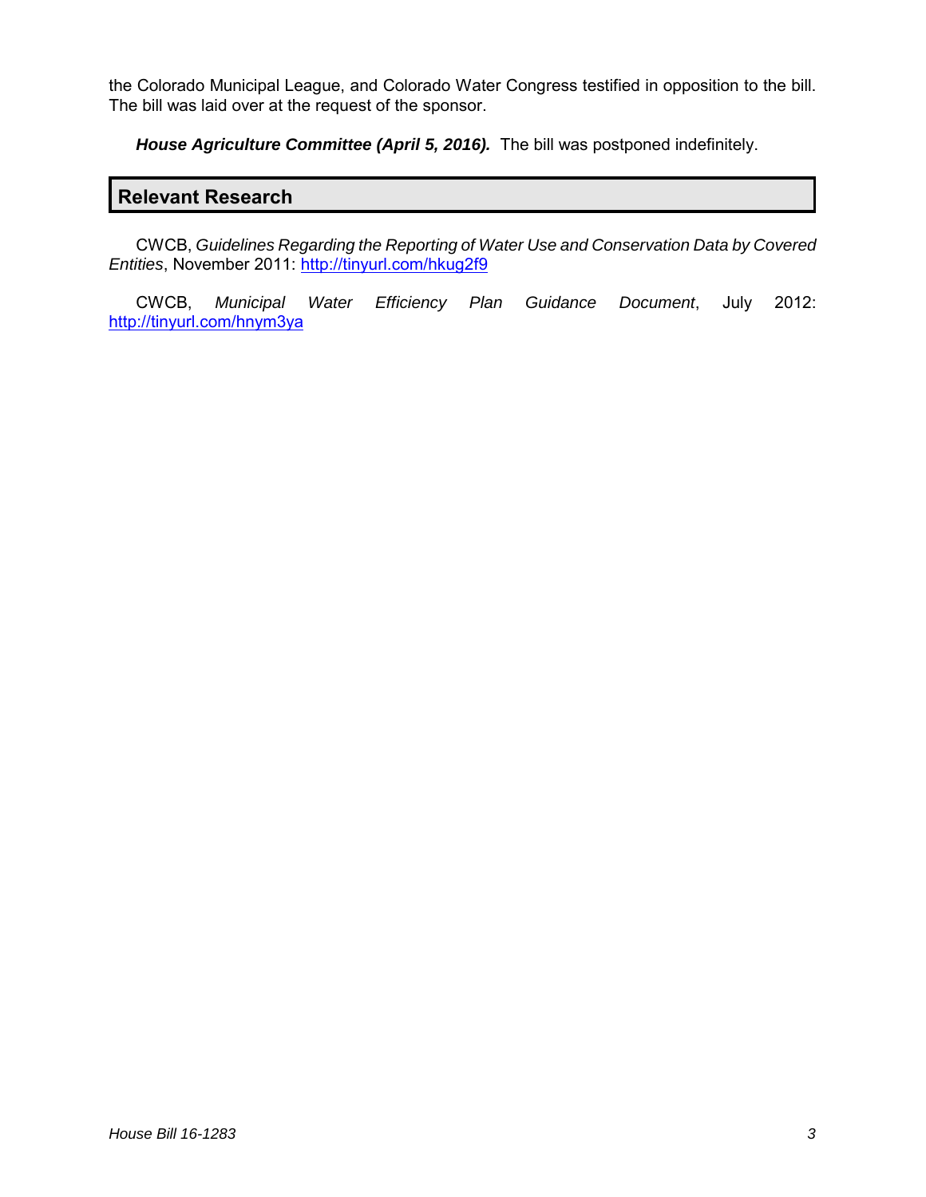the Colorado Municipal League, and Colorado Water Congress testified in opposition to the bill. The bill was laid over at the request of the sponsor.

***House Agriculture Committee (April 5, 2016).*** The bill was postponed indefinitely.

## Relevant Research

CWCB, *Guidelines Regarding the Reporting of Water Use and Conservation Data by Covered Entities*, November 2011: http://tinyurl.com/hkug2f9

CWCB, *Municipal Water Efficiency Plan Guidance Document*, July 2012: http://tinyurl.com/hnym3ya